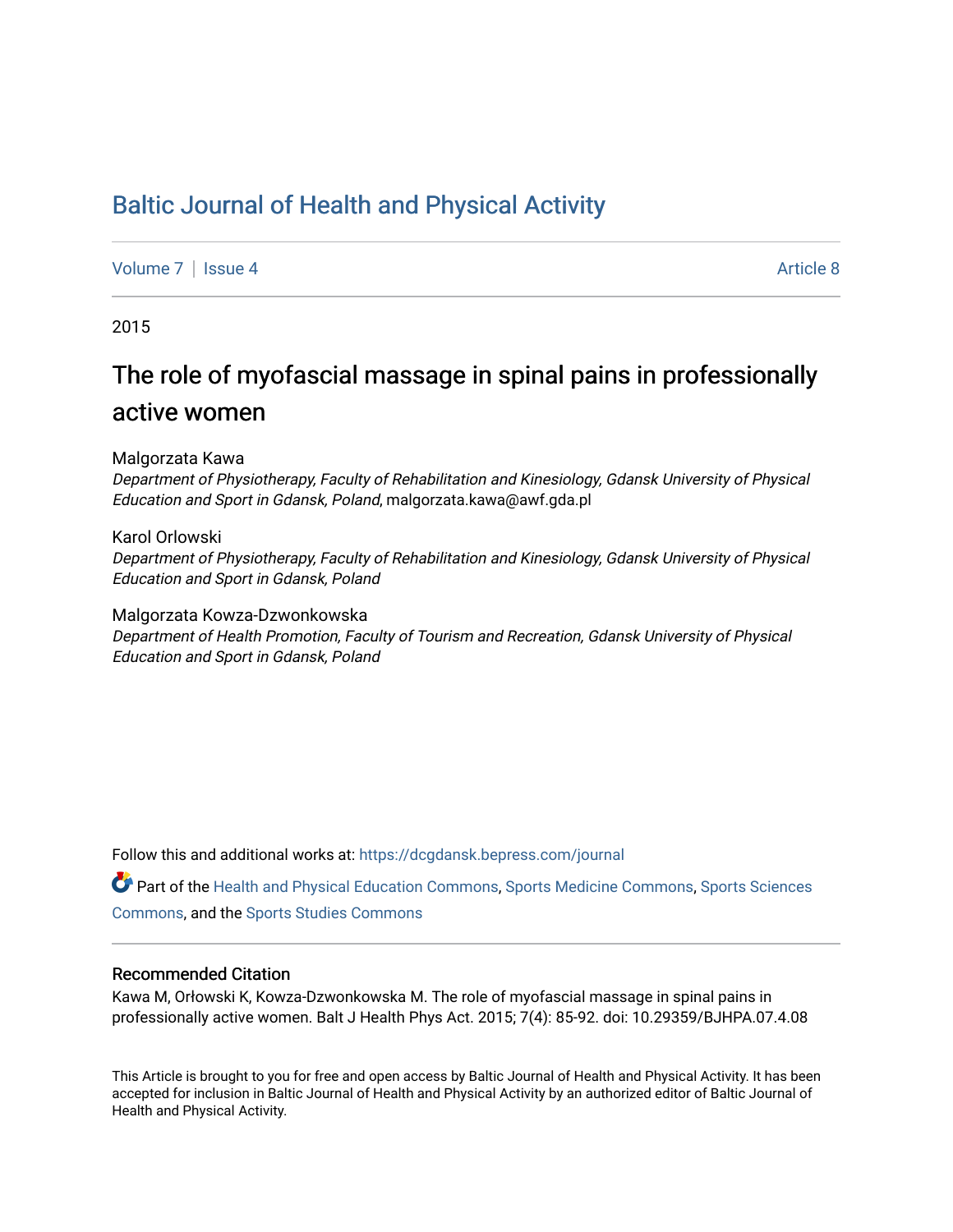# Baltic Journal of Health and Physical Activity

Volume 7 | Issue 4 Article 8

2015

## The role of myofascial massage in spinal pains in professionally active women

Malgorzata Kawa
*Department of Physiotherapy, Faculty of Rehabilitation and Kinesiology, Gdansk University of Physical Education and Sport in Gdansk, Poland*, malgorzata.kawa@awf.gda.pl

Karol Orlowski
*Department of Physiotherapy, Faculty of Rehabilitation and Kinesiology, Gdansk University of Physical Education and Sport in Gdansk, Poland*

Malgorzata Kowza-Dzwonkowska
*Department of Health Promotion, Faculty of Tourism and Recreation, Gdansk University of Physical Education and Sport in Gdansk, Poland*

Follow this and additional works at: https://dcgdansk.bepress.com/journal

Part of the Health and Physical Education Commons, Sports Medicine Commons, Sports Sciences Commons, and the Sports Studies Commons

### Recommended Citation

Kawa M, Orłowski K, Kowza-Dzwonkowska M. The role of myofascial massage in spinal pains in professionally active women. Balt J Health Phys Act. 2015; 7(4): 85-92. doi: 10.29359/BJHPA.07.4.08

This Article is brought to you for free and open access by Baltic Journal of Health and Physical Activity. It has been accepted for inclusion in Baltic Journal of Health and Physical Activity by an authorized editor of Baltic Journal of Health and Physical Activity.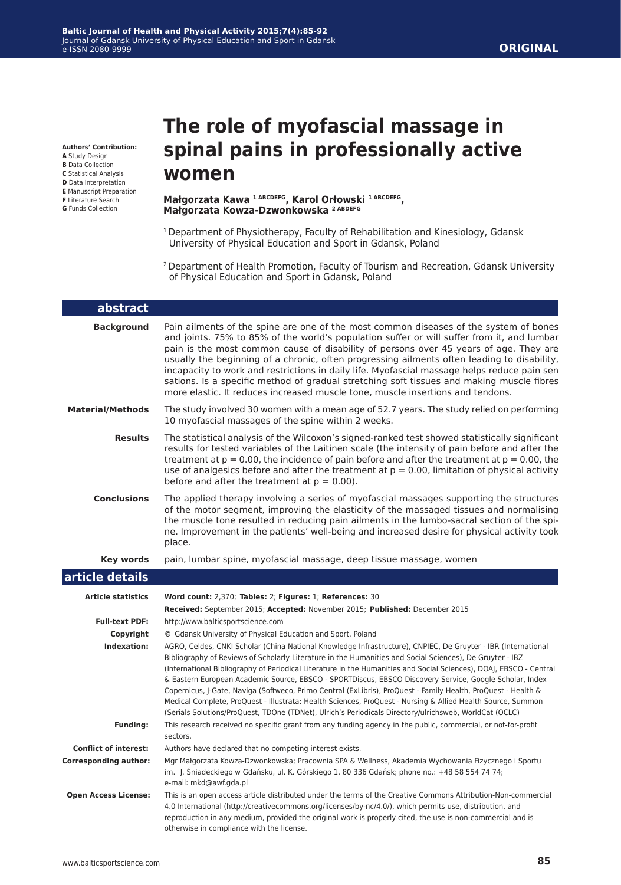**ORIGINAL**

**Authors' Contribution:**
**A** Study Design
**B** Data Collection
**C** Statistical Analysis
**D** Data Interpretation
**E** Manuscript Preparation
**F** Literature Search
**G** Funds Collection

# The role of myofascial massage in spinal pains in professionally active women

**Małgorzata Kawa [1 ABCDEFG], Karol Orłowski [1 ABCDEFG], Małgorzata Kowza-Dzwonkowska [2 ABDEFG]**

[1] Department of Physiotherapy, Faculty of Rehabilitation and Kinesiology, Gdansk University of Physical Education and Sport in Gdansk, Poland

[2] Department of Health Promotion, Faculty of Tourism and Recreation, Gdansk University of Physical Education and Sport in Gdansk, Poland

## abstract

**Background**
Pain ailments of the spine are one of the most common diseases of the system of bones and joints. 75% to 85% of the world's population suffer or will suffer from it, and lumbar pain is the most common cause of disability of persons over 45 years of age. They are usually the beginning of a chronic, often progressing ailments often leading to disability, incapacity to work and restrictions in daily life. Myofascial massage helps reduce pain sen sations. Is a specific method of gradual stretching soft tissues and making muscle fibres more elastic. It reduces increased muscle tone, muscle insertions and tendons.

**Material/Methods**
The study involved 30 women with a mean age of 52.7 years. The study relied on performing 10 myofascial massages of the spine within 2 weeks.

**Results**
The statistical analysis of the Wilcoxon's signed-ranked test showed statistically significant results for tested variables of the Laitinen scale (the intensity of pain before and after the treatment at $p = 0.00$, the incidence of pain before and after the treatment at $p = 0.00$, the use of analgesics before and after the treatment at $p = 0.00$, limitation of physical activity before and after the treatment at $p = 0.00$).

**Conclusions**
The applied therapy involving a series of myofascial massages supporting the structures of the motor segment, improving the elasticity of the massaged tissues and normalising the muscle tone resulted in reducing pain ailments in the lumbo-sacral section of the spi-ne. Improvement in the patients' well-being and increased desire for physical activity took place.

**Key words**
pain, lumbar spine, myofascial massage, deep tissue massage, women

## article details

**Article statistics**
**Word count:** 2,370; **Tables:** 2; **Figures:** 1; **References:** 30
**Received:** September 2015; **Accepted:** November 2015; **Published:** December 2015

**Full-text PDF:**
http://www.balticsportscience.com

**Copyright**
© Gdansk University of Physical Education and Sport, Poland

**Indexation:**
AGRO, Celdes, CNKI Scholar (China National Knowledge Infrastructure), CNPIEC, De Gruyter - IBR (International Bibliography of Reviews of Scholarly Literature in the Humanities and Social Sciences), De Gruyter - IBZ (International Bibliography of Periodical Literature in the Humanities and Social Sciences), DOAJ, EBSCO - Central & Eastern European Academic Source, EBSCO - SPORTDiscus, EBSCO Discovery Service, Google Scholar, Index Copernicus, J-Gate, Naviga (Softweco, Primo Central (ExLibris), ProQuest - Family Health, ProQuest - Health & Medical Complete, ProQuest - Illustrata: Health Sciences, ProQuest - Nursing & Allied Health Source, Summon (Serials Solutions/ProQuest, TDOne (TDNet), Ulrich's Periodicals Directory/ulrichsweb, WorldCat (OCLC)

**Funding:**
This research received no specific grant from any funding agency in the public, commercial, or not-for-profit sectors.

**Conflict of interest:**
Authors have declared that no competing interest exists.

**Corresponding author:**
Mgr Małgorzata Kowza-Dzwonkowska; Pracownia SPA & Wellness, Akademia Wychowania Fizycznego i Sportu im. J. Śniadeckiego w Gdańsku, ul. K. Górskiego 1, 80 336 Gdańsk; phone no.: +48 58 554 74 74; e-mail: mkd@awf.gda.pl

**Open Access License:**
This is an open access article distributed under the terms of the Creative Commons Attribution-Non-commercial 4.0 International (http://creativecommons.org/licenses/by-nc/4.0/), which permits use, distribution, and reproduction in any medium, provided the original work is properly cited, the use is non-commercial and is otherwise in compliance with the license.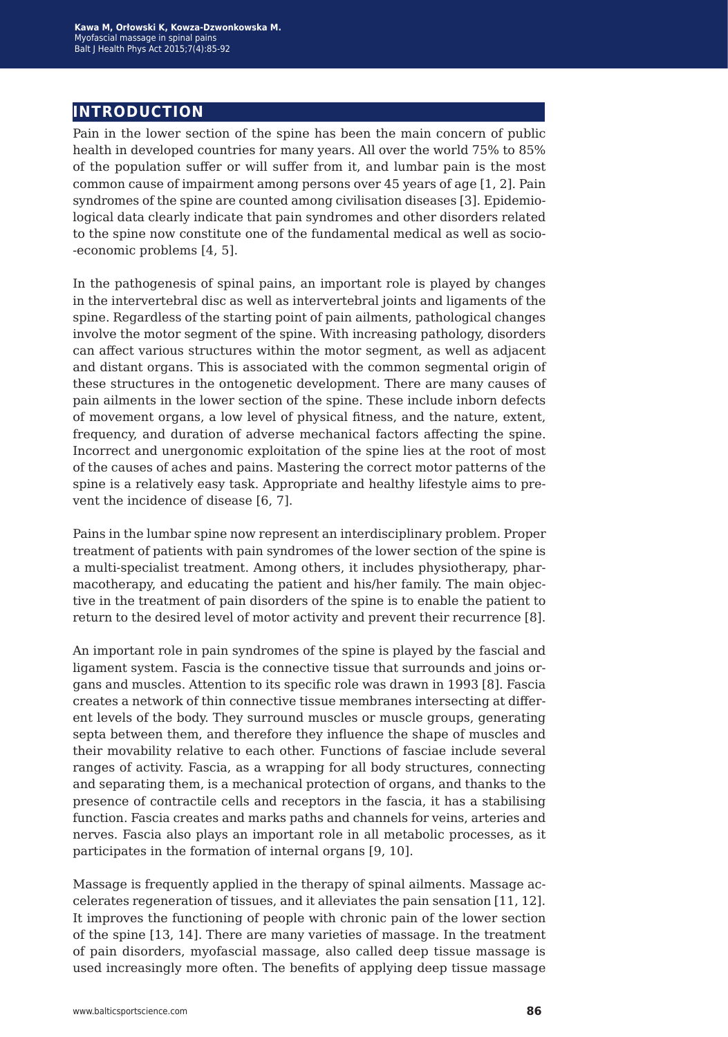## INTRODUCTION

Pain in the lower section of the spine has been the main concern of public health in developed countries for many years. All over the world 75% to 85% of the population suffer or will suffer from it, and lumbar pain is the most common cause of impairment among persons over 45 years of age [1, 2]. Pain syndromes of the spine are counted among civilisation diseases [3]. Epidemiological data clearly indicate that pain syndromes and other disorders related to the spine now constitute one of the fundamental medical as well as socio-economic problems [4, 5].

In the pathogenesis of spinal pains, an important role is played by changes in the intervertebral disc as well as intervertebral joints and ligaments of the spine. Regardless of the starting point of pain ailments, pathological changes involve the motor segment of the spine. With increasing pathology, disorders can affect various structures within the motor segment, as well as adjacent and distant organs. This is associated with the common segmental origin of these structures in the ontogenetic development. There are many causes of pain ailments in the lower section of the spine. These include inborn defects of movement organs, a low level of physical fitness, and the nature, extent, frequency, and duration of adverse mechanical factors affecting the spine. Incorrect and unergonomic exploitation of the spine lies at the root of most of the causes of aches and pains. Mastering the correct motor patterns of the spine is a relatively easy task. Appropriate and healthy lifestyle aims to prevent the incidence of disease [6, 7].

Pains in the lumbar spine now represent an interdisciplinary problem. Proper treatment of patients with pain syndromes of the lower section of the spine is a multi-specialist treatment. Among others, it includes physiotherapy, pharmacotherapy, and educating the patient and his/her family. The main objective in the treatment of pain disorders of the spine is to enable the patient to return to the desired level of motor activity and prevent their recurrence [8].

An important role in pain syndromes of the spine is played by the fascial and ligament system. Fascia is the connective tissue that surrounds and joins organs and muscles. Attention to its specific role was drawn in 1993 [8]. Fascia creates a network of thin connective tissue membranes intersecting at different levels of the body. They surround muscles or muscle groups, generating septa between them, and therefore they influence the shape of muscles and their movability relative to each other. Functions of fasciae include several ranges of activity. Fascia, as a wrapping for all body structures, connecting and separating them, is a mechanical protection of organs, and thanks to the presence of contractile cells and receptors in the fascia, it has a stabilising function. Fascia creates and marks paths and channels for veins, arteries and nerves. Fascia also plays an important role in all metabolic processes, as it participates in the formation of internal organs [9, 10].

Massage is frequently applied in the therapy of spinal ailments. Massage accelerates regeneration of tissues, and it alleviates the pain sensation [11, 12]. It improves the functioning of people with chronic pain of the lower section of the spine [13, 14]. There are many varieties of massage. In the treatment of pain disorders, myofascial massage, also called deep tissue massage is used increasingly more often. The benefits of applying deep tissue massage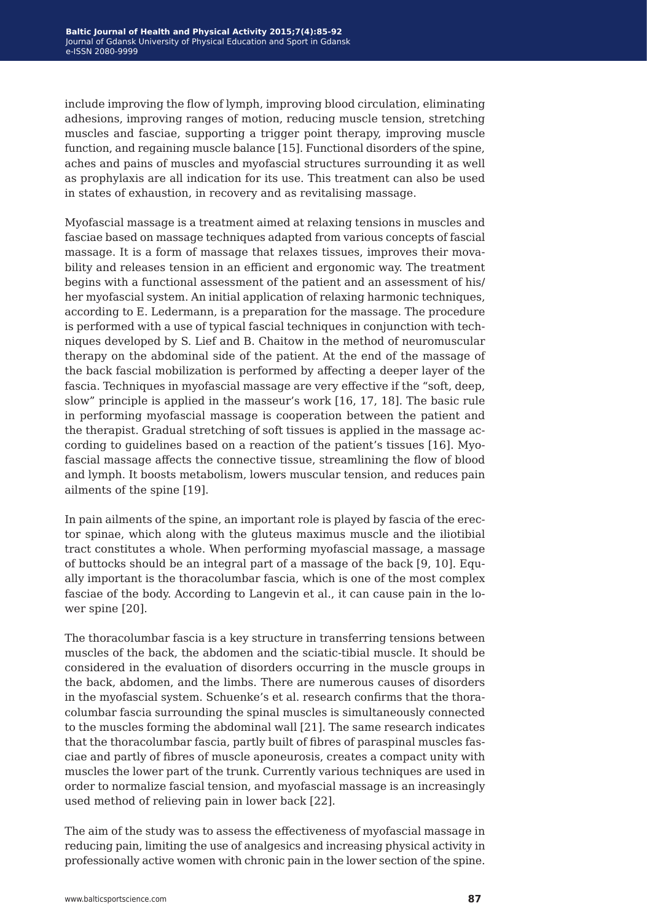include improving the flow of lymph, improving blood circulation, eliminating adhesions, improving ranges of motion, reducing muscle tension, stretching muscles and fasciae, supporting a trigger point therapy, improving muscle function, and regaining muscle balance [15]. Functional disorders of the spine, aches and pains of muscles and myofascial structures surrounding it as well as prophylaxis are all indication for its use. This treatment can also be used in states of exhaustion, in recovery and as revitalising massage.

Myofascial massage is a treatment aimed at relaxing tensions in muscles and fasciae based on massage techniques adapted from various concepts of fascial massage. It is a form of massage that relaxes tissues, improves their movability and releases tension in an efficient and ergonomic way. The treatment begins with a functional assessment of the patient and an assessment of his/her myofascial system. An initial application of relaxing harmonic techniques, according to E. Ledermann, is a preparation for the massage. The procedure is performed with a use of typical fascial techniques in conjunction with techniques developed by S. Lief and B. Chaitow in the method of neuromuscular therapy on the abdominal side of the patient. At the end of the massage of the back fascial mobilization is performed by affecting a deeper layer of the fascia. Techniques in myofascial massage are very effective if the "soft, deep, slow" principle is applied in the masseur's work [16, 17, 18]. The basic rule in performing myofascial massage is cooperation between the patient and the therapist. Gradual stretching of soft tissues is applied in the massage according to guidelines based on a reaction of the patient's tissues [16]. Myofascial massage affects the connective tissue, streamlining the flow of blood and lymph. It boosts metabolism, lowers muscular tension, and reduces pain ailments of the spine [19].

In pain ailments of the spine, an important role is played by fascia of the erector spinae, which along with the gluteus maximus muscle and the iliotibial tract constitutes a whole. When performing myofascial massage, a massage of buttocks should be an integral part of a massage of the back [9, 10]. Equally important is the thoracolumbar fascia, which is one of the most complex fasciae of the body. According to Langevin et al., it can cause pain in the lower spine [20].

The thoracolumbar fascia is a key structure in transferring tensions between muscles of the back, the abdomen and the sciatic-tibial muscle. It should be considered in the evaluation of disorders occurring in the muscle groups in the back, abdomen, and the limbs. There are numerous causes of disorders in the myofascial system. Schuenke's et al. research confirms that the thoracolumbar fascia surrounding the spinal muscles is simultaneously connected to the muscles forming the abdominal wall [21]. The same research indicates that the thoracolumbar fascia, partly built of fibres of paraspinal muscles fasciae and partly of fibres of muscle aponeurosis, creates a compact unity with muscles the lower part of the trunk. Currently various techniques are used in order to normalize fascial tension, and myofascial massage is an increasingly used method of relieving pain in lower back [22].

The aim of the study was to assess the effectiveness of myofascial massage in reducing pain, limiting the use of analgesics and increasing physical activity in professionally active women with chronic pain in the lower section of the spine.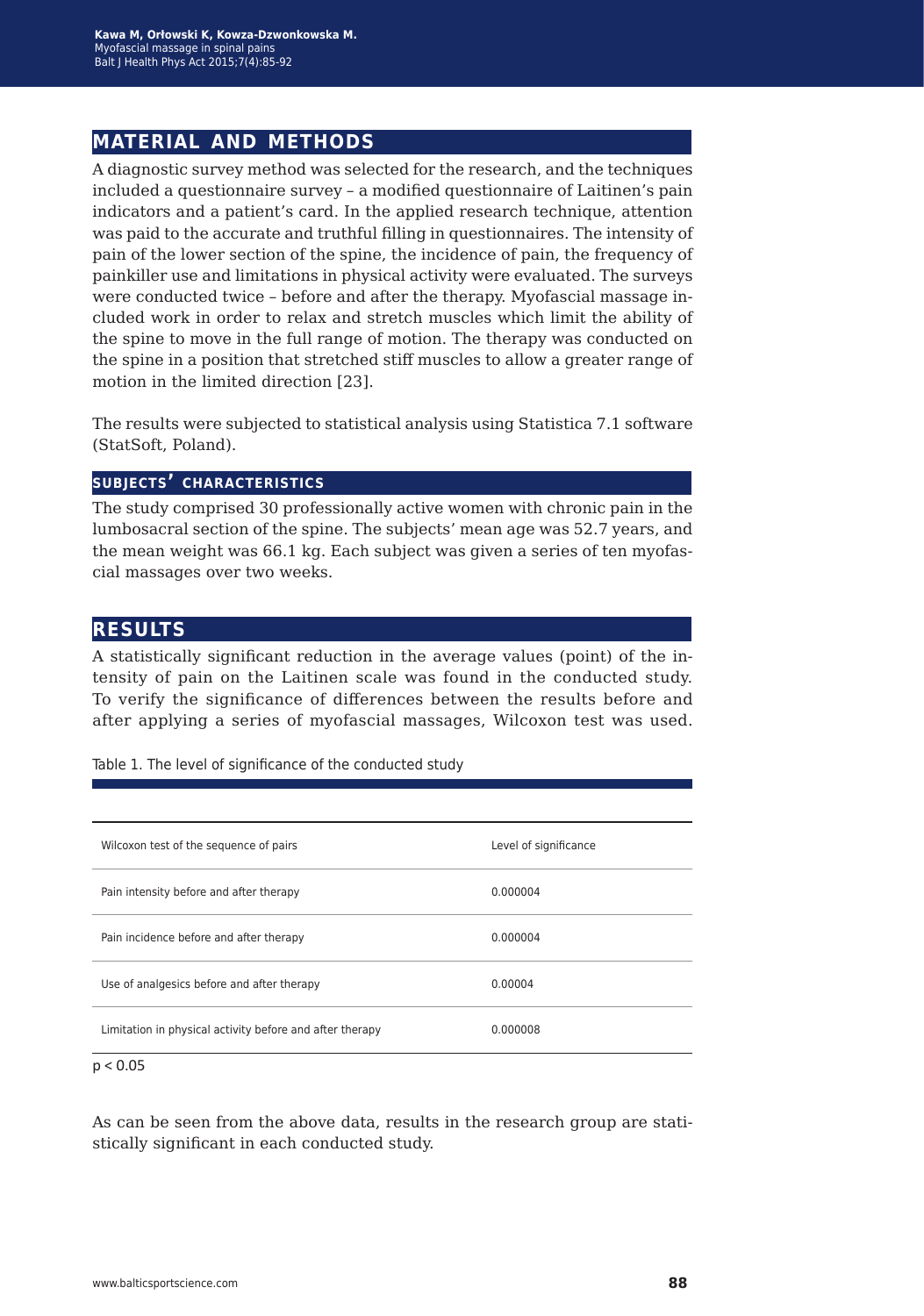## MATERIAL AND METHODS

A diagnostic survey method was selected for the research, and the techniques included a questionnaire survey – a modified questionnaire of Laitinen's pain indicators and a patient's card. In the applied research technique, attention was paid to the accurate and truthful filling in questionnaires. The intensity of pain of the lower section of the spine, the incidence of pain, the frequency of painkiller use and limitations in physical activity were evaluated. The surveys were conducted twice – before and after the therapy. Myofascial massage included work in order to relax and stretch muscles which limit the ability of the spine to move in the full range of motion. The therapy was conducted on the spine in a position that stretched stiff muscles to allow a greater range of motion in the limited direction [23].

The results were subjected to statistical analysis using Statistica 7.1 software (StatSoft, Poland).

### SUBJECTS' CHARACTERISTICS

The study comprised 30 professionally active women with chronic pain in the lumbosacral section of the spine. The subjects' mean age was 52.7 years, and the mean weight was 66.1 kg. Each subject was given a series of ten myofascial massages over two weeks.

## RESULTS

A statistically significant reduction in the average values (point) of the intensity of pain on the Laitinen scale was found in the conducted study. To verify the significance of differences between the results before and after applying a series of myofascial massages, Wilcoxon test was used.

Table 1. The level of significance of the conducted study

| Wilcoxon test of the sequence of pairs | Level of significance |
|---|---|
| Pain intensity before and after therapy | 0.000004 |
| Pain incidence before and after therapy | 0.000004 |
| Use of analgesics before and after therapy | 0.00004 |
| Limitation in physical activity before and after therapy | 0.000008 |

$p < 0.05$

As can be seen from the above data, results in the research group are statistically significant in each conducted study.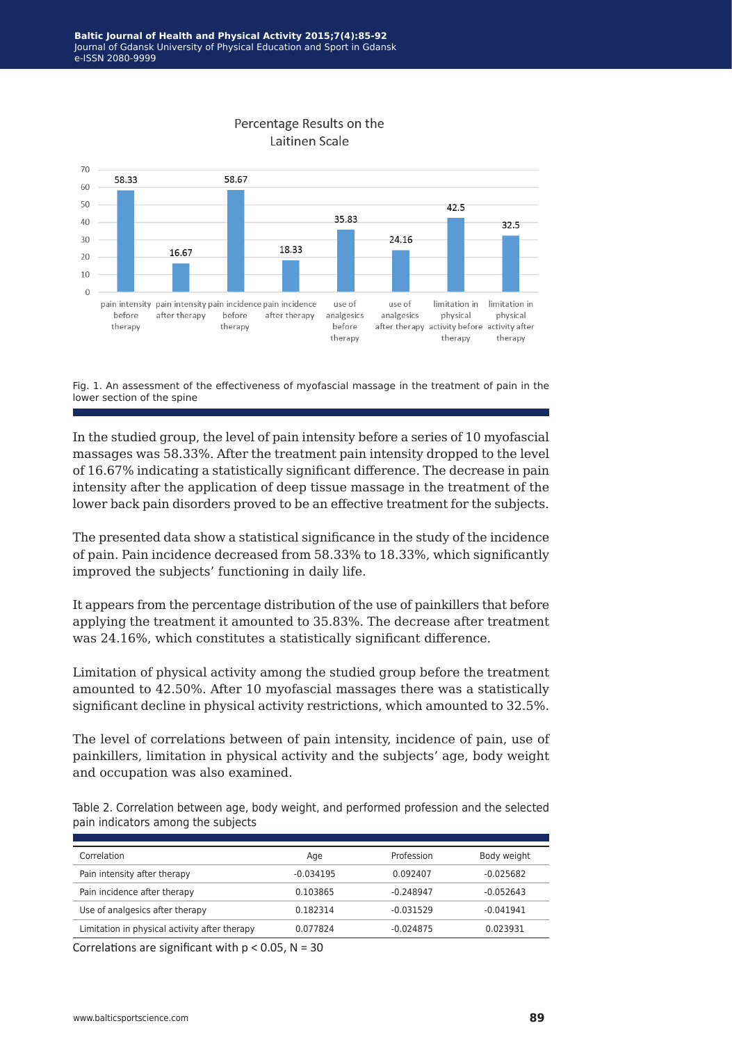Fig. 1. An assessment of the effectiveness of myofascial massage in the treatment of pain in the lower section of the spine

In the studied group, the level of pain intensity before a series of 10 myofascial massages was 58.33%. After the treatment pain intensity dropped to the level of 16.67% indicating a statistically significant difference. The decrease in pain intensity after the application of deep tissue massage in the treatment of the lower back pain disorders proved to be an effective treatment for the subjects.

The presented data show a statistical significance in the study of the incidence of pain. Pain incidence decreased from 58.33% to 18.33%, which significantly improved the subjects' functioning in daily life.

It appears from the percentage distribution of the use of painkillers that before applying the treatment it amounted to 35.83%. The decrease after treatment was 24.16%, which constitutes a statistically significant difference.

Limitation of physical activity among the studied group before the treatment amounted to 42.50%. After 10 myofascial massages there was a statistically significant decline in physical activity restrictions, which amounted to 32.5%.

The level of correlations between of pain intensity, incidence of pain, use of painkillers, limitation in physical activity and the subjects' age, body weight and occupation was also examined.

Table 2. Correlation between age, body weight, and performed profession and the selected pain indicators among the subjects

| Correlation | Age | Profession | Body weight |
|---|---|---|---|
| Pain intensity after therapy | -0.034195 | 0.092407 | -0.025682 |
| Pain incidence after therapy | 0.103865 | -0.248947 | -0.052643 |
| Use of analgesics after therapy | 0.182314 | -0.031529 | -0.041941 |
| Limitation in physical activity after therapy | 0.077824 | -0.024875 | 0.023931 |

Correlations are significant with $p < 0.05$, $N = 30$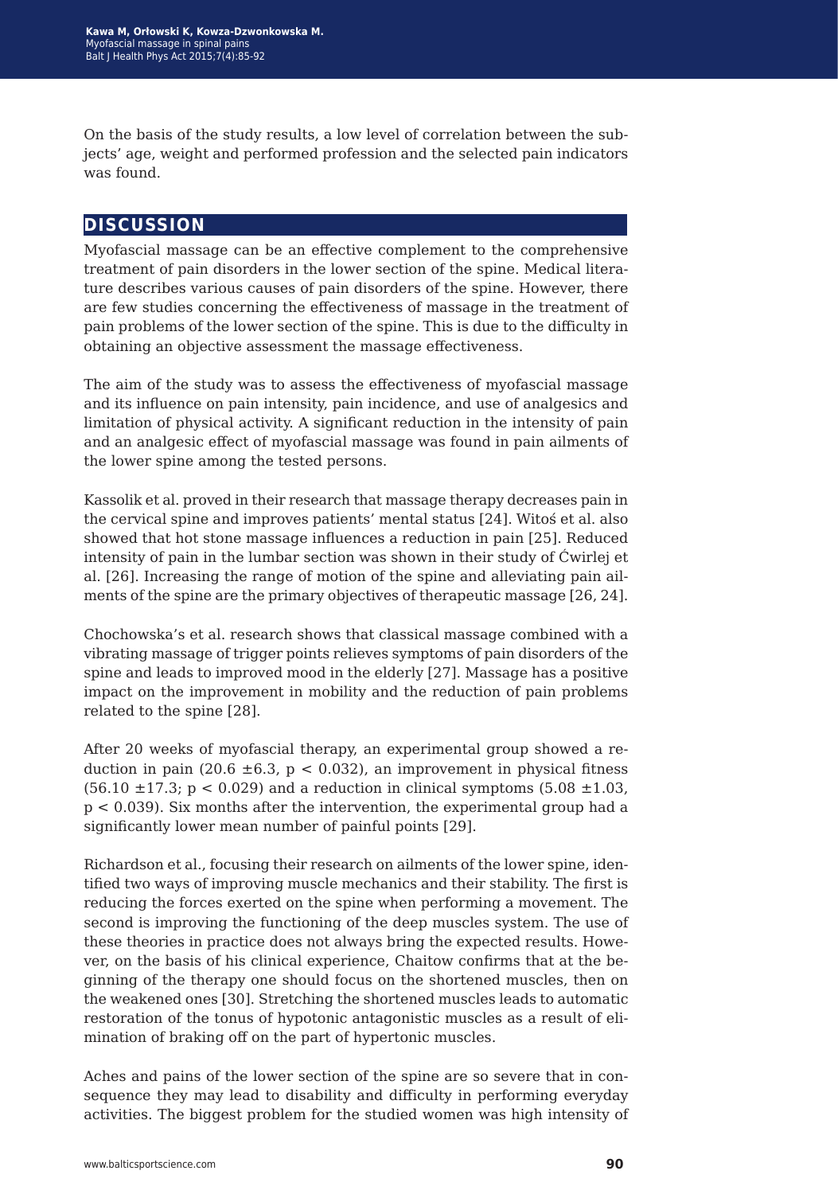On the basis of the study results, a low level of correlation between the subjects' age, weight and performed profession and the selected pain indicators was found.

## DISCUSSION

Myofascial massage can be an effective complement to the comprehensive treatment of pain disorders in the lower section of the spine. Medical literature describes various causes of pain disorders of the spine. However, there are few studies concerning the effectiveness of massage in the treatment of pain problems of the lower section of the spine. This is due to the difficulty in obtaining an objective assessment the massage effectiveness.

The aim of the study was to assess the effectiveness of myofascial massage and its influence on pain intensity, pain incidence, and use of analgesics and limitation of physical activity. A significant reduction in the intensity of pain and an analgesic effect of myofascial massage was found in pain ailments of the lower spine among the tested persons.

Kassolik et al. proved in their research that massage therapy decreases pain in the cervical spine and improves patients' mental status [24]. Witoś et al. also showed that hot stone massage influences a reduction in pain [25]. Reduced intensity of pain in the lumbar section was shown in their study of Ćwirlej et al. [26]. Increasing the range of motion of the spine and alleviating pain ailments of the spine are the primary objectives of therapeutic massage [26, 24].

Chochowska's et al. research shows that classical massage combined with a vibrating massage of trigger points relieves symptoms of pain disorders of the spine and leads to improved mood in the elderly [27]. Massage has a positive impact on the improvement in mobility and the reduction of pain problems related to the spine [28].

After 20 weeks of myofascial therapy, an experimental group showed a reduction in pain ($20.6 \pm 6.3$, $p < 0.032$), an improvement in physical fitness ($56.10 \pm 17.3$; $p < 0.029$) and a reduction in clinical symptoms ($5.08 \pm 1.03$, $p < 0.039$). Six months after the intervention, the experimental group had a significantly lower mean number of painful points [29].

Richardson et al., focusing their research on ailments of the lower spine, identified two ways of improving muscle mechanics and their stability. The first is reducing the forces exerted on the spine when performing a movement. The second is improving the functioning of the deep muscles system. The use of these theories in practice does not always bring the expected results. However, on the basis of his clinical experience, Chaitow confirms that at the beginning of the therapy one should focus on the shortened muscles, then on the weakened ones [30]. Stretching the shortened muscles leads to automatic restoration of the tonus of hypotonic antagonistic muscles as a result of elimination of braking off on the part of hypertonic muscles.

Aches and pains of the lower section of the spine are so severe that in consequence they may lead to disability and difficulty in performing everyday activities. The biggest problem for the studied women was high intensity of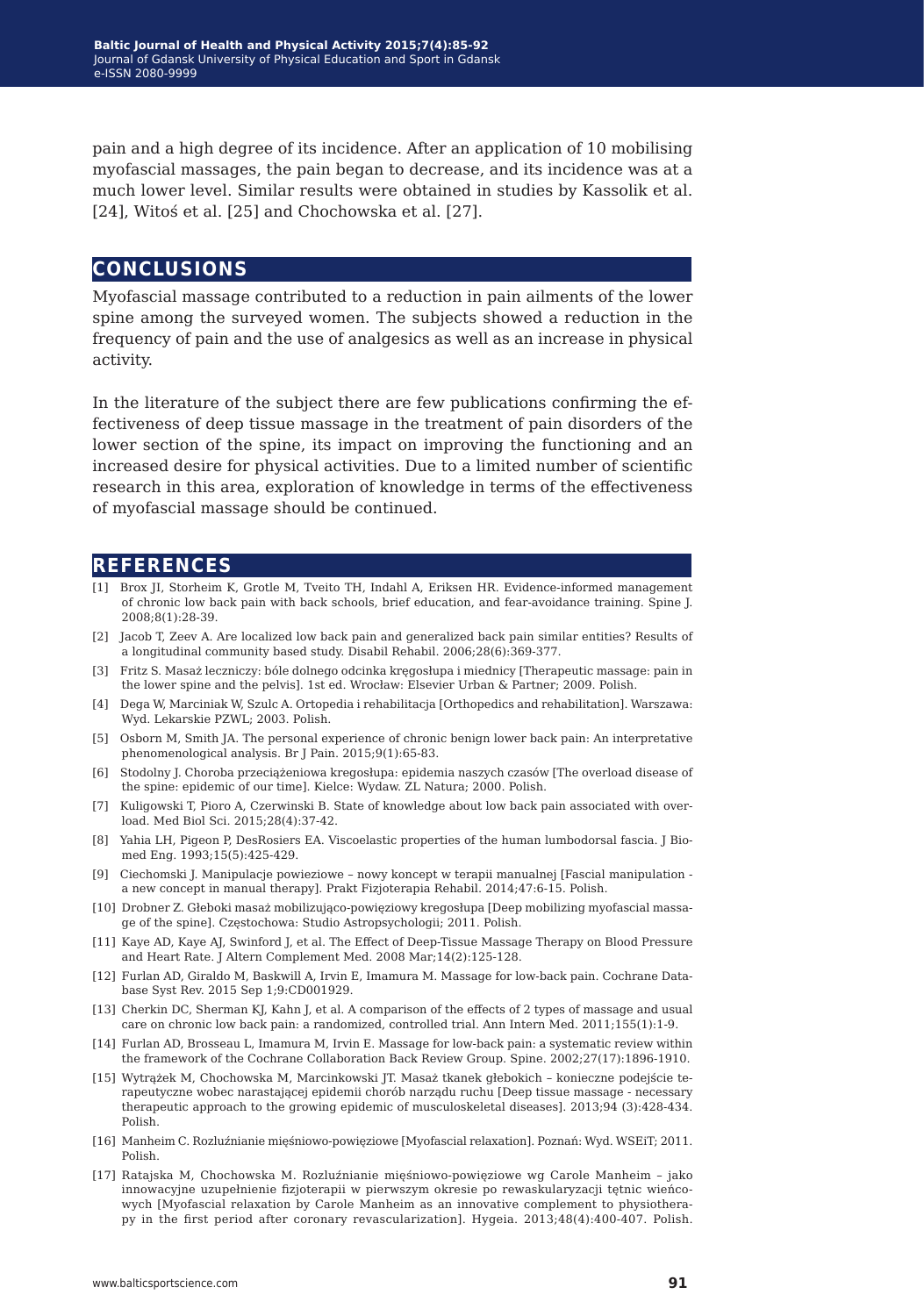pain and a high degree of its incidence. After an application of 10 mobilising myofascial massages, the pain began to decrease, and its incidence was at a much lower level. Similar results were obtained in studies by Kassolik et al. [24], Witoś et al. [25] and Chochowska et al. [27].

## CONCLUSIONS

Myofascial massage contributed to a reduction in pain ailments of the lower spine among the surveyed women. The subjects showed a reduction in the frequency of pain and the use of analgesics as well as an increase in physical activity.

In the literature of the subject there are few publications confirming the effectiveness of deep tissue massage in the treatment of pain disorders of the lower section of the spine, its impact on improving the functioning and an increased desire for physical activities. Due to a limited number of scientific research in this area, exploration of knowledge in terms of the effectiveness of myofascial massage should be continued.

## REFERENCES

[1] Brox JI, Storheim K, Grotle M, Tveito TH, Indahl A, Eriksen HR. Evidence-informed management of chronic low back pain with back schools, brief education, and fear-avoidance training. Spine J. 2008;8(1):28-39.

[2] Jacob T, Zeev A. Are localized low back pain and generalized back pain similar entities? Results of a longitudinal community based study. Disabil Rehabil. 2006;28(6):369-377.

[3] Fritz S. Masaż leczniczy: bóle dolnego odcinka kręgosłupa i miednicy [Therapeutic massage: pain in the lower spine and the pelvis]. 1st ed. Wrocław: Elsevier Urban & Partner; 2009. Polish.

[4] Dega W, Marciniak W, Szulc A. Ortopedia i rehabilitacja [Orthopedics and rehabilitation]. Warszawa: Wyd. Lekarskie PZWL; 2003. Polish.

[5] Osborn M, Smith JA. The personal experience of chronic benign lower back pain: An interpretative phenomenological analysis. Br J Pain. 2015;9(1):65-83.

[6] Stodolny J. Choroba przeciążeniowa kregosłupa: epidemia naszych czasów [The overload disease of the spine: epidemic of our time]. Kielce: Wydaw. ZL Natura; 2000. Polish.

[7] Kuligowski T, Pioro A, Czerwinski B. State of knowledge about low back pain associated with overload. Med Biol Sci. 2015;28(4):37-42.

[8] Yahia LH, Pigeon P, DesRosiers EA. Viscoelastic properties of the human lumbodorsal fascia. J Biomed Eng. 1993;15(5):425-429.

[9] Ciechomski J. Manipulacje powieziowe – nowy koncept w terapii manualnej [Fascial manipulation - a new concept in manual therapy]. Prakt Fizjoterapia Rehabil. 2014;47:6-15. Polish.

[10] Drobner Z. Głeboki masaż mobilizująco-powięziowy kregosłupa [Deep mobilizing myofascial massage of the spine]. Częstochowa: Studio Astropsychologii; 2011. Polish.

[11] Kaye AD, Kaye AJ, Swinford J, et al. The Effect of Deep-Tissue Massage Therapy on Blood Pressure and Heart Rate. J Altern Complement Med. 2008 Mar;14(2):125-128.

[12] Furlan AD, Giraldo M, Baskwill A, Irvin E, Imamura M. Massage for low-back pain. Cochrane Database Syst Rev. 2015 Sep 1;9:CD001929.

[13] Cherkin DC, Sherman KJ, Kahn J, et al. A comparison of the effects of 2 types of massage and usual care on chronic low back pain: a randomized, controlled trial. Ann Intern Med. 2011;155(1):1-9.

[14] Furlan AD, Brosseau L, Imamura M, Irvin E. Massage for low-back pain: a systematic review within the framework of the Cochrane Collaboration Back Review Group. Spine. 2002;27(17):1896-1910.

[15] Wytrążek M, Chochowska M, Marcinkowski JT. Masaż tkanek głebokich – konieczne podejście terapeutyczne wobec narastającej epidemii chorób narządu ruchu [Deep tissue massage - necessary therapeutic approach to the growing epidemic of musculoskeletal diseases]. 2013;94 (3):428-434. Polish.

[16] Manheim C. Rozluźnianie mięśniowo-powięziowe [Myofascial relaxation]. Poznań: Wyd. WSEiT; 2011. Polish.

[17] Ratajska M, Chochowska M. Rozluźnianie mięśniowo-powięziowe wg Carole Manheim – jako innowacyjne uzupełnienie fizjoterapii w pierwszym okresie po rewaskularyzacji tętnic wieńcowych [Myofascial relaxation by Carole Manheim as an innovative complement to physiotherapy in the first period after coronary revascularization]. Hygeia. 2013;48(4):400-407. Polish.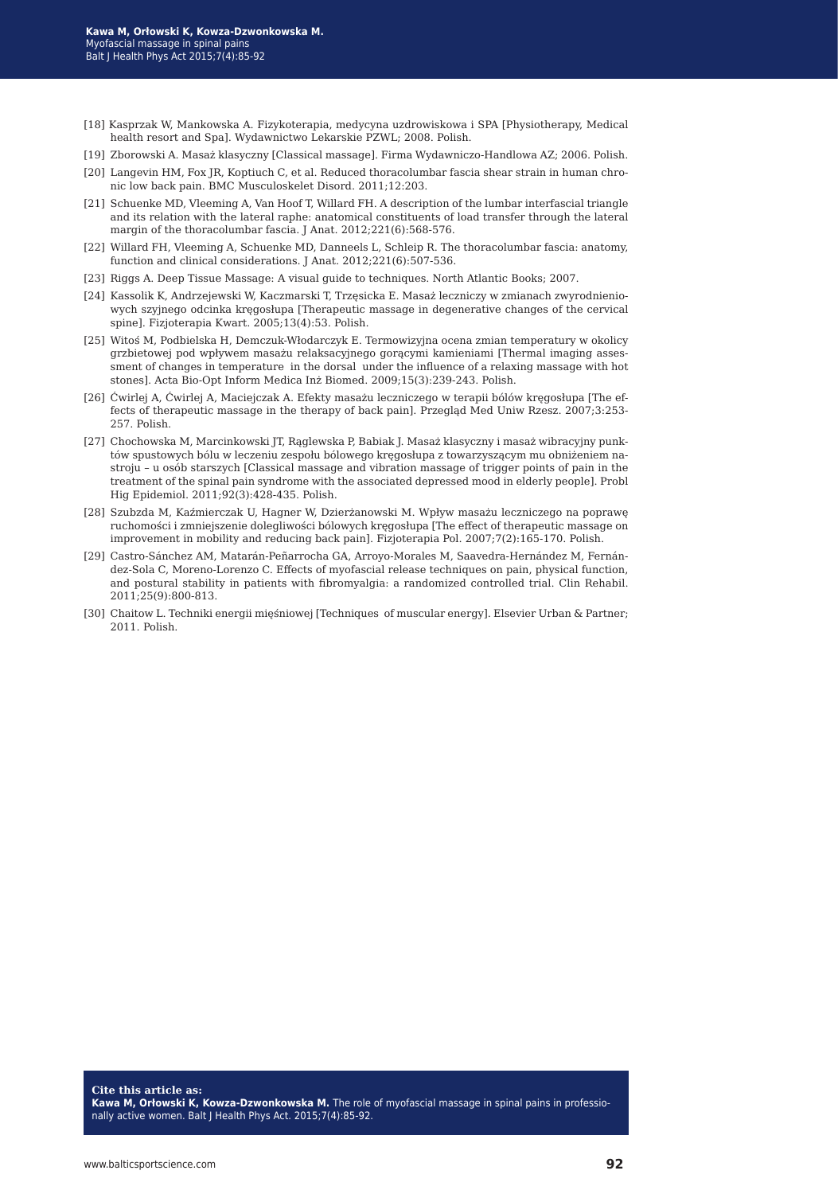[18] Kasprzak W, Mankowska A. Fizykoterapia, medycyna uzdrowiskowa i SPA [Physiotherapy, Medical health resort and Spa]. Wydawnictwo Lekarskie PZWL; 2008. Polish.

[19] Zborowski A. Masaż klasyczny [Classical massage]. Firma Wydawniczo-Handlowa AZ; 2006. Polish.

[20] Langevin HM, Fox JR, Koptiuch C, et al. Reduced thoracolumbar fascia shear strain in human chronic low back pain. BMC Musculoskelet Disord. 2011;12:203.

[21] Schuenke MD, Vleeming A, Van Hoof T, Willard FH. A description of the lumbar interfascial triangle and its relation with the lateral raphe: anatomical constituents of load transfer through the lateral margin of the thoracolumbar fascia. J Anat. 2012;221(6):568-576.

[22] Willard FH, Vleeming A, Schuenke MD, Danneels L, Schleip R. The thoracolumbar fascia: anatomy, function and clinical considerations. J Anat. 2012;221(6):507-536.

[23] Riggs A. Deep Tissue Massage: A visual guide to techniques. North Atlantic Books; 2007.

[24] Kassolik K, Andrzejewski W, Kaczmarski T, Trzęsicka E. Masaż leczniczy w zmianach zwyrodnieniowych szyjnego odcinka kręgosłupa [Therapeutic massage in degenerative changes of the cervical spine]. Fizjoterapia Kwart. 2005;13(4):53. Polish.

[25] Witoś M, Podbielska H, Demczuk-Włodarczyk E. Termowizyjna ocena zmian temperatury w okolicy grzbietowej pod wpływem masażu relaksacyjnego gorącymi kamieniami [Thermal imaging assessment of changes in temperature in the dorsal under the influence of a relaxing massage with hot stones]. Acta Bio-Opt Inform Medica Inż Biomed. 2009;15(3):239-243. Polish.

[26] Ćwirlej A, Ćwirlej A, Maciejczak A. Efekty masażu leczniczego w terapii bólów kręgosłupa [The effects of therapeutic massage in the therapy of back pain]. Przegląd Med Uniw Rzesz. 2007;3:253-257. Polish.

[27] Chochowska M, Marcinkowski JT, Rąglewska P, Babiak J. Masaż klasyczny i masaż wibracyjny punktów spustowych bólu w leczeniu zespołu bólowego kręgosłupa z towarzyszącym mu obniżeniem nastroju – u osób starszych [Classical massage and vibration massage of trigger points of pain in the treatment of the spinal pain syndrome with the associated depressed mood in elderly people]. Probl Hig Epidemiol. 2011;92(3):428-435. Polish.

[28] Szubzda M, Kaźmierczak U, Hagner W, Dzierżanowski M. Wpływ masażu leczniczego na poprawę ruchomości i zmniejszenie dolegliwości bólowych kręgosłupa [The effect of therapeutic massage on improvement in mobility and reducing back pain]. Fizjoterapia Pol. 2007;7(2):165-170. Polish.

[29] Castro-Sánchez AM, Matarán-Peñarrocha GA, Arroyo-Morales M, Saavedra-Hernández M, Fernández-Sola C, Moreno-Lorenzo C. Effects of myofascial release techniques on pain, physical function, and postural stability in patients with fibromyalgia: a randomized controlled trial. Clin Rehabil. 2011;25(9):800-813.

[30] Chaitow L. Techniki energii mięśniowej [Techniques of muscular energy]. Elsevier Urban & Partner; 2011. Polish.

**Cite this article as:**
**Kawa M, Orłowski K, Kowza-Dzwonkowska M.** The role of myofascial massage in spinal pains in professionally active women. Balt J Health Phys Act. 2015;7(4):85-92.